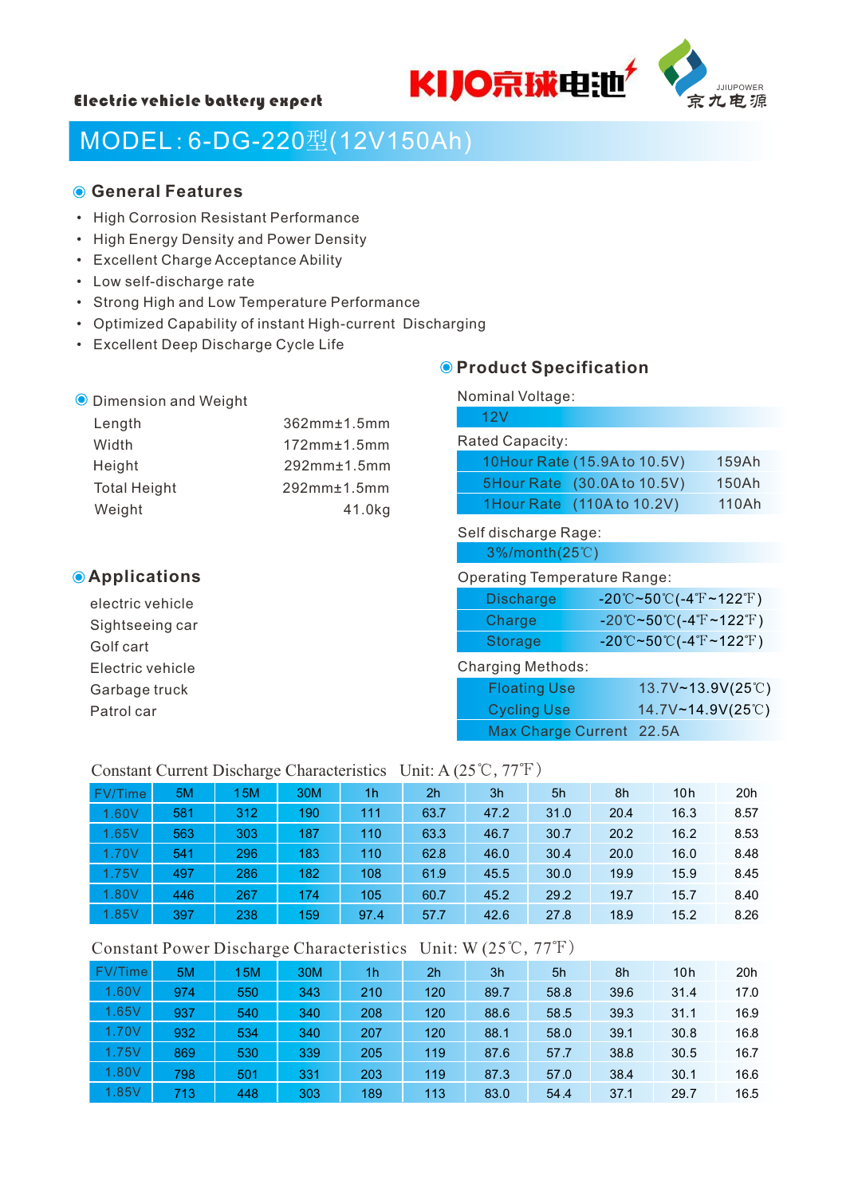Electric vehicle battery expert

KIJO京球电池 JJIUPOWER 京九电源

# MODEL：6-DG-220型(12V150Ah)

## General Features

- High Corrosion Resistant Performance
- High Energy Density and Power Density
- Excellent Charge Acceptance Ability
- Low self-discharge rate
- Strong High and Low Temperature Performance
- Optimized Capability of instant High-current Discharging
- Excellent Deep Discharge Cycle Life

### Dimension and Weight

| | |
|---|---|
| Length | 362mm±1.5mm |
| Width | 172mm±1.5mm |
| Height | 292mm±1.5mm |
| Total Height | 292mm±1.5mm |
| Weight | 41.0kg |

## Applications

- electric vehicle
- Sightseeing car
- Golf cart
- Electric vehicle
- Garbage truck
- Patrol car

## Product Specification

Nominal Voltage:

12V

Rated Capacity:

| | |
|---|---|
| 10Hour Rate (15.9A to 10.5V) | 159Ah |
| 5Hour Rate (30.0A to 10.5V) | 150Ah |
| 1Hour Rate (110A to 10.2V) | 110Ah |

Self discharge Rage:

3%/month(25℃)

Operating Temperature Range:

| | |
|---|---|
| Discharge | -20℃~50℃(-4℉~122℉) |
| Charge | -20℃~50℃(-4℉~122℉) |
| Storage | -20℃~50℃(-4℉~122℉) |

Charging Methods:

| | |
|---|---|
| Floating Use | 13.7V~13.9V(25℃) |
| Cycling Use | 14.7V~14.9V(25℃) |
| Max Charge Current | 22.5A |

Constant Current Discharge Characteristics Unit: A (25℃, 77℉)

| FV/Time | 5M | 15M | 30M | 1h | 2h | 3h | 5h | 8h | 10h | 20h |
|---|---|---|---|---|---|---|---|---|---|---|
| 1.60V | 581 | 312 | 190 | 111 | 63.7 | 47.2 | 31.0 | 20.4 | 16.3 | 8.57 |
| 1.65V | 563 | 303 | 187 | 110 | 63.3 | 46.7 | 30.7 | 20.2 | 16.2 | 8.53 |
| 1.70V | 541 | 296 | 183 | 110 | 62.8 | 46.0 | 30.4 | 20.0 | 16.0 | 8.48 |
| 1.75V | 497 | 286 | 182 | 108 | 61.9 | 45.5 | 30.0 | 19.9 | 15.9 | 8.45 |
| 1.80V | 446 | 267 | 174 | 105 | 60.7 | 45.2 | 29.2 | 19.7 | 15.7 | 8.40 |
| 1.85V | 397 | 238 | 159 | 97.4 | 57.7 | 42.6 | 27.8 | 18.9 | 15.2 | 8.26 |

Constant Power Discharge Characteristics Unit: W (25℃, 77℉)

| FV/Time | 5M | 15M | 30M | 1h | 2h | 3h | 5h | 8h | 10h | 20h |
|---|---|---|---|---|---|---|---|---|---|---|
| 1.60V | 974 | 550 | 343 | 210 | 120 | 89.7 | 58.8 | 39.6 | 31.4 | 17.0 |
| 1.65V | 937 | 540 | 340 | 208 | 120 | 88.6 | 58.5 | 39.3 | 31.1 | 16.9 |
| 1.70V | 932 | 534 | 340 | 207 | 120 | 88.1 | 58.0 | 39.1 | 30.8 | 16.8 |
| 1.75V | 869 | 530 | 339 | 205 | 119 | 87.6 | 57.7 | 38.8 | 30.5 | 16.7 |
| 1.80V | 798 | 501 | 331 | 203 | 119 | 87.3 | 57.0 | 38.4 | 30.1 | 16.6 |
| 1.85V | 713 | 448 | 303 | 189 | 113 | 83.0 | 54.4 | 37.1 | 29.7 | 16.5 |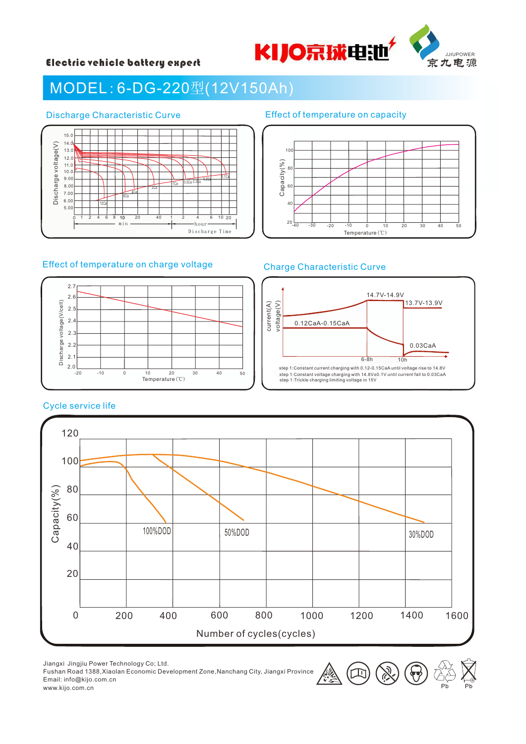Electric vehicle battery expert

KIJO京球电池

JJIUPOWER 京九电源

# MODEL: 6-DG-220型(12V150Ah)

## Discharge Characteristic Curve

Discharge voltage(V)

15.0
14.0
13.0
12.0
11.0
10.0
9.00
8.00
7.00
6.00
5.00

12Ca
8Ca
6Ca
4Ca
2Ca
1Ca
0.5Ca
0.3Ca
0.2Ca
0.1Ca

0 1 2 4 6 8 10 20 40 1 2 4 6 10 20

min
hour

Discharge Time

## Effect of temperature on capacity

Capacity(%)

100
80
60
40
20

-40 -30 -20 -10 0 10 20 30 40 50

Temperature(℃)

## Effect of temperature on charge voltage

Discharge voltage(V/cell)

2.7
2.6
2.5
2.4
2.3
2.2
2.1
2.0

-20 -10 0 10 20 30 40 50

Temperature(℃)

## Charge Characteristic Curve

current(A)
voltage(V)

14.7V-14.9V
13.7V-13.9V
0.12CaA-0.15CaA
0.03CaA
6-8h
10h

step 1:Constant current charging with 0.12-0.15CaA until voltage rise to 14.8V
step 1:Constant voltage charging with 14.8V±0.1V until current fall to 0.03CaA
step 1:Trickle charging limiting voltage in 15V

## Cycle service life

Capacity(%)

120
100
80
60
40
20
0

100%DOD
50%DOD
30%DOD

200 400 600 800 1000 1200 1400 1600

Number of cycles(cycles)

Jiangxi Jingjiu Power Technology Co; Ltd.
Fushan Road 1388,Xiaolan Economic Development Zone,Nanchang City, Jiangxi Province
Email: info@kijo.com.cn
www.kijo.com.cn

Pb
Pb